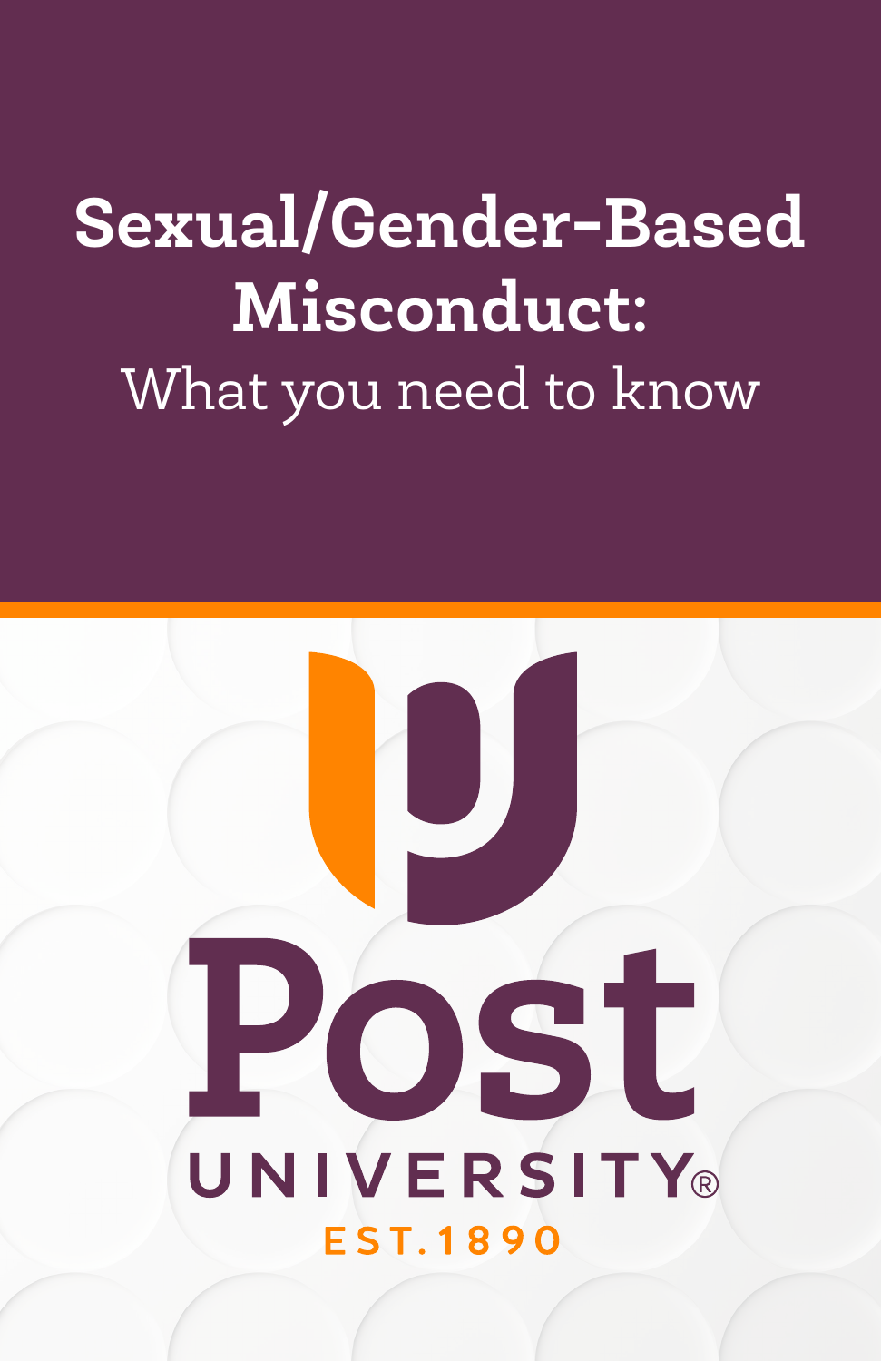# Sexual/Gender-Based Misconduct:

## What you need to know

Post

UNIVERSITY®

EST. 1890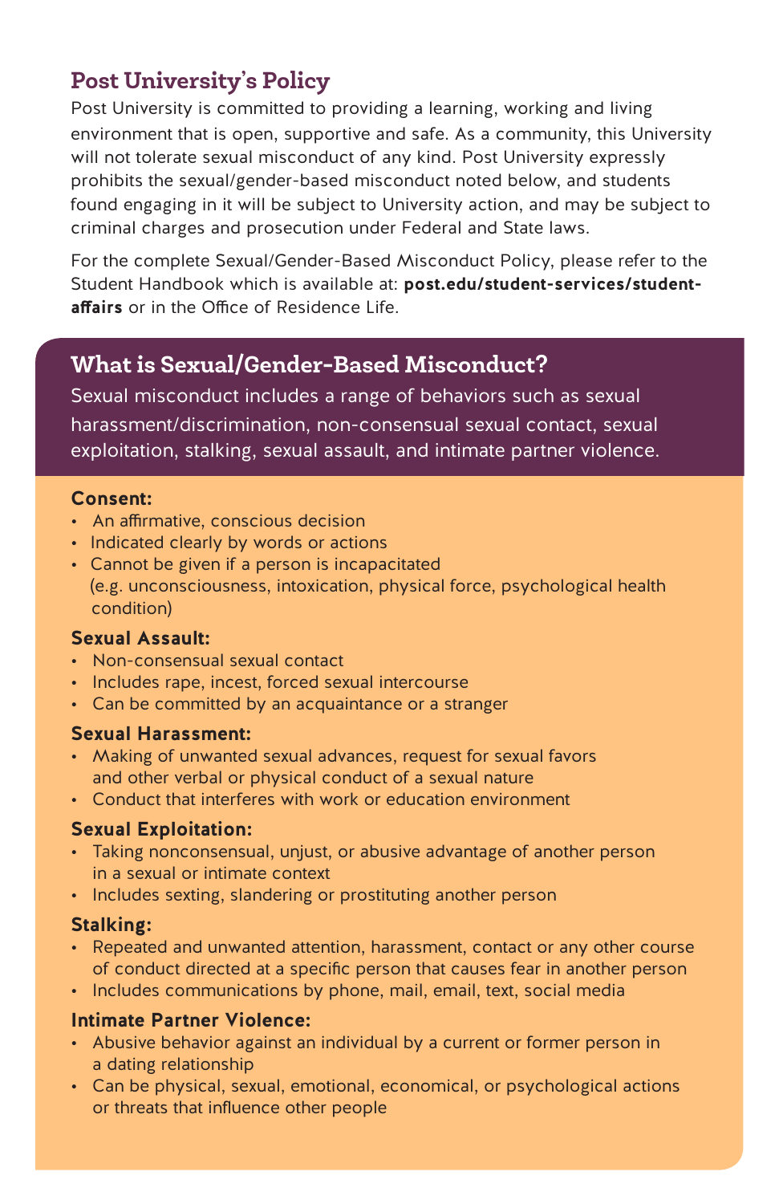## Post University's Policy

Post University is committed to providing a learning, working and living environment that is open, supportive and safe. As a community, this University will not tolerate sexual misconduct of any kind. Post University expressly prohibits the sexual/gender-based misconduct noted below, and students found engaging in it will be subject to University action, and may be subject to criminal charges and prosecution under Federal and State laws.

For the complete Sexual/Gender-Based Misconduct Policy, please refer to the Student Handbook which is available at: **post.edu/student-services/student-affairs** or in the Office of Residence Life.

## What is Sexual/Gender-Based Misconduct?

Sexual misconduct includes a range of behaviors such as sexual harassment/discrimination, non-consensual sexual contact, sexual exploitation, stalking, sexual assault, and intimate partner violence.

**Consent:**

- An affirmative, conscious decision
- Indicated clearly by words or actions
- Cannot be given if a person is incapacitated (e.g. unconsciousness, intoxication, physical force, psychological health condition)

**Sexual Assault:**

- Non-consensual sexual contact
- Includes rape, incest, forced sexual intercourse
- Can be committed by an acquaintance or a stranger

**Sexual Harassment:**

- Making of unwanted sexual advances, request for sexual favors and other verbal or physical conduct of a sexual nature
- Conduct that interferes with work or education environment

**Sexual Exploitation:**

- Taking nonconsensual, unjust, or abusive advantage of another person in a sexual or intimate context
- Includes sexting, slandering or prostituting another person

**Stalking:**

- Repeated and unwanted attention, harassment, contact or any other course of conduct directed at a specific person that causes fear in another person
- Includes communications by phone, mail, email, text, social media

**Intimate Partner Violence:**

- Abusive behavior against an individual by a current or former person in a dating relationship
- Can be physical, sexual, emotional, economical, or psychological actions or threats that influence other people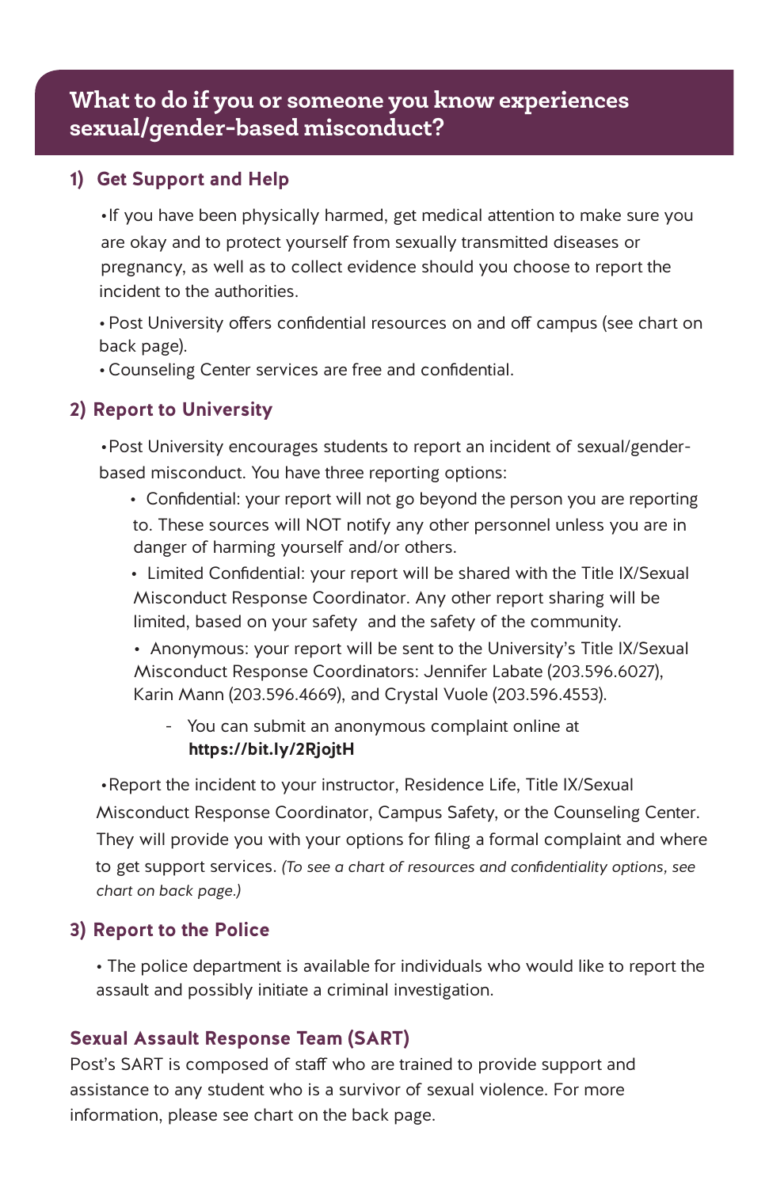## What to do if you or someone you know experiences sexual/gender-based misconduct?

### 1) Get Support and Help

- If you have been physically harmed, get medical attention to make sure you are okay and to protect yourself from sexually transmitted diseases or pregnancy, as well as to collect evidence should you choose to report the incident to the authorities.
- Post University offers confidential resources on and off campus (see chart on back page).
- Counseling Center services are free and confidential.

### 2) Report to University

- Post University encourages students to report an incident of sexual/gender-based misconduct. You have three reporting options:
  - Confidential: your report will not go beyond the person you are reporting to. These sources will NOT notify any other personnel unless you are in danger of harming yourself and/or others.
  - Limited Confidential: your report will be shared with the Title IX/Sexual Misconduct Response Coordinator. Any other report sharing will be limited, based on your safety and the safety of the community.
  - Anonymous: your report will be sent to the University's Title IX/Sexual Misconduct Response Coordinators: Jennifer Labate (203.596.6027), Karin Mann (203.596.4669), and Crystal Vuole (203.596.4553).
    - You can submit an anonymous complaint online at **https://bit.ly/2RjojtH**
- Report the incident to your instructor, Residence Life, Title IX/Sexual Misconduct Response Coordinator, Campus Safety, or the Counseling Center. They will provide you with your options for filing a formal complaint and where to get support services. *(To see a chart of resources and confidentiality options, see chart on back page.)*

### 3) Report to the Police

- The police department is available for individuals who would like to report the assault and possibly initiate a criminal investigation.

### Sexual Assault Response Team (SART)

Post's SART is composed of staff who are trained to provide support and assistance to any student who is a survivor of sexual violence. For more information, please see chart on the back page.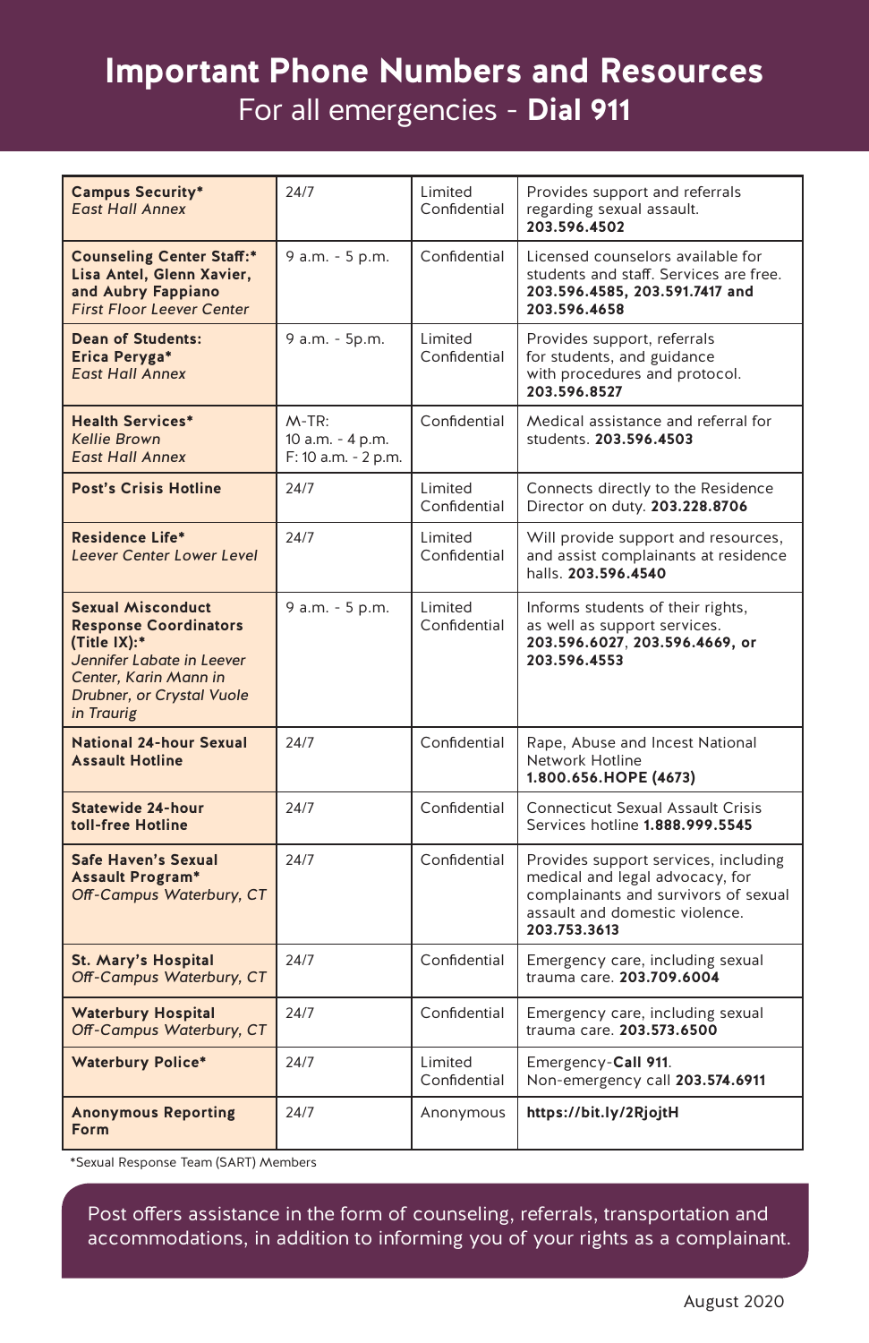# Important Phone Numbers and Resources

For all emergencies - **Dial 911**

| | | | |
|---|---|---|---|
| **Campus Security***<br>*East Hall Annex* | 24/7 | Limited Confidential | Provides support and referrals regarding sexual assault. **203.596.4502** |
| **Counseling Center Staff:* Lisa Antel, Glenn Xavier, and Aubry Fappiano**<br>*First Floor Leever Center* | 9 a.m. - 5 p.m. | Confidential | Licensed counselors available for students and staff. Services are free. **203.596.4585, 203.591.7417 and 203.596.4658** |
| **Dean of Students: Erica Peryga***<br>*East Hall Annex* | 9 a.m. - 5p.m. | Limited Confidential | Provides support, referrals for students, and guidance with procedures and protocol. **203.596.8527** |
| **Health Services***<br>*Kellie Brown*<br>*East Hall Annex* | M-TR: 10 a.m. - 4 p.m.<br>F: 10 a.m. - 2 p.m. | Confidential | Medical assistance and referral for students. **203.596.4503** |
| **Post's Crisis Hotline** | 24/7 | Limited Confidential | Connects directly to the Residence Director on duty. **203.228.8706** |
| **Residence Life***<br>*Leever Center Lower Level* | 24/7 | Limited Confidential | Will provide support and resources, and assist complainants at residence halls. **203.596.4540** |
| **Sexual Misconduct Response Coordinators (Title IX):***<br>*Jennifer Labate in Leever Center, Karin Mann in Drubner, or Crystal Vuole in Traurig* | 9 a.m. - 5 p.m. | Limited Confidential | Informs students of their rights, as well as support services. **203.596.6027, 203.596.4669, or 203.596.4553** |
| **National 24-hour Sexual Assault Hotline** | 24/7 | Confidential | Rape, Abuse and Incest National Network Hotline **1.800.656.HOPE (4673)** |
| **Statewide 24-hour toll-free Hotline** | 24/7 | Confidential | Connecticut Sexual Assault Crisis Services hotline **1.888.999.5545** |
| **Safe Haven's Sexual Assault Program***<br>*Off-Campus Waterbury, CT* | 24/7 | Confidential | Provides support services, including medical and legal advocacy, for complainants and survivors of sexual assault and domestic violence. **203.753.3613** |
| **St. Mary's Hospital**<br>*Off-Campus Waterbury, CT* | 24/7 | Confidential | Emergency care, including sexual trauma care. **203.709.6004** |
| **Waterbury Hospital**<br>*Off-Campus Waterbury, CT* | 24/7 | Confidential | Emergency care, including sexual trauma care. **203.573.6500** |
| **Waterbury Police*** | 24/7 | Limited Confidential | Emergency-**Call 911**.<br>Non-emergency call **203.574.6911** |
| **Anonymous Reporting Form** | 24/7 | Anonymous | **https://bit.ly/2RjojtH** |

*Sexual Response Team (SART) Members

Post offers assistance in the form of counseling, referrals, transportation and accommodations, in addition to informing you of your rights as a complainant.

August 2020